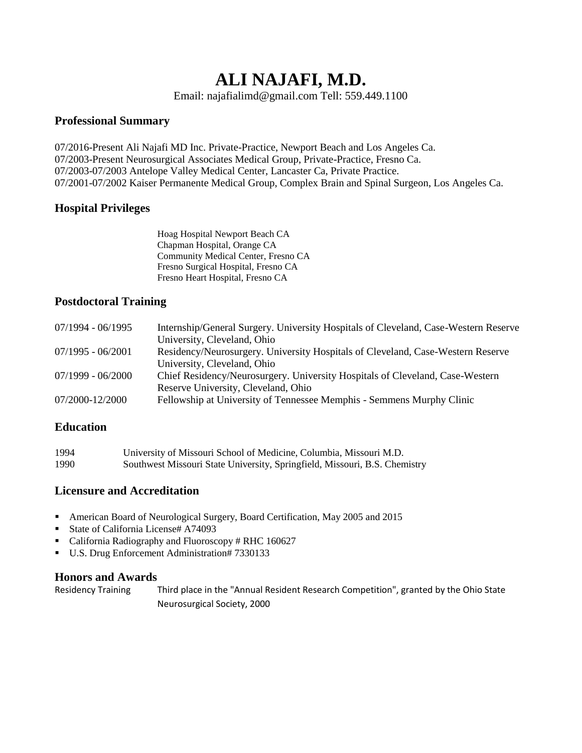# ALI NAJAFI, M.D.

Email: najafialimd@gmail.com Tell: 559.449.1100

## Professional Summary

07/2016-Present Ali Najafi MD Inc. Private-Practice, Newport Beach and Los Angeles Ca.
07/2003-Present Neurosurgical Associates Medical Group, Private-Practice, Fresno Ca.
07/2003-07/2003 Antelope Valley Medical Center, Lancaster Ca, Private Practice.
07/2001-07/2002 Kaiser Permanente Medical Group, Complex Brain and Spinal Surgeon, Los Angeles Ca.

## Hospital Privileges

Hoag Hospital Newport Beach CA
Chapman Hospital, Orange CA
Community Medical Center, Fresno CA
Fresno Surgical Hospital, Fresno CA
Fresno Heart Hospital, Fresno CA

## Postdoctoral Training

| | |
|---|---|
| 07/1994 - 06/1995 | Internship/General Surgery. University Hospitals of Cleveland, Case-Western Reserve University, Cleveland, Ohio |
| 07/1995 - 06/2001 | Residency/Neurosurgery. University Hospitals of Cleveland, Case-Western Reserve University, Cleveland, Ohio |
| 07/1999 - 06/2000 | Chief Residency/Neurosurgery. University Hospitals of Cleveland, Case-Western Reserve University, Cleveland, Ohio |
| 07/2000-12/2000 | Fellowship at University of Tennessee Memphis - Semmens Murphy Clinic |

## Education

| | |
|---|---|
| 1994 | University of Missouri School of Medicine, Columbia, Missouri M.D. |
| 1990 | Southwest Missouri State University, Springfield, Missouri, B.S. Chemistry |

## Licensure and Accreditation

- American Board of Neurological Surgery, Board Certification, May 2005 and 2015
- State of California License# A74093
- California Radiography and Fluoroscopy # RHC 160627
- U.S. Drug Enforcement Administration# 7330133

## Honors and Awards

| | |
|---|---|
| Residency Training | Third place in the "Annual Resident Research Competition", granted by the Ohio State Neurosurgical Society, 2000 |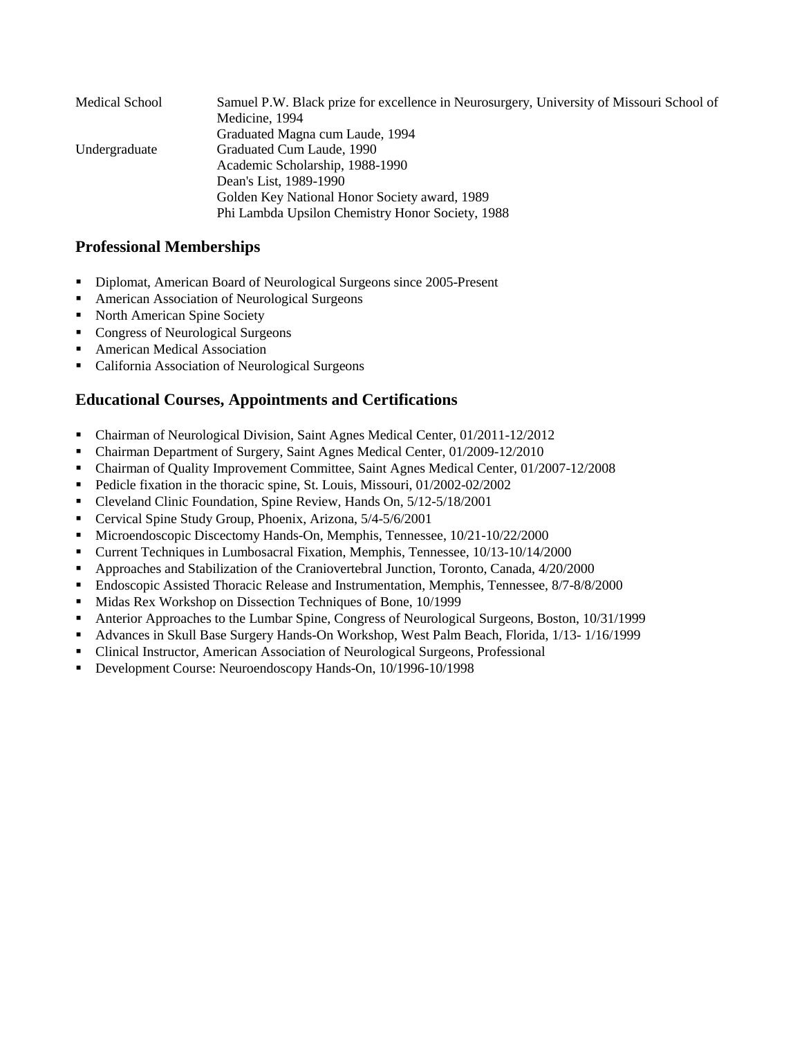| | |
|---|---|
| Medical School | Samuel P.W. Black prize for excellence in Neurosurgery, University of Missouri School of Medicine, 1994<br>Graduated Magna cum Laude, 1994 |
| Undergraduate | Graduated Cum Laude, 1990<br>Academic Scholarship, 1988-1990<br>Dean's List, 1989-1990<br>Golden Key National Honor Society award, 1989<br>Phi Lambda Upsilon Chemistry Honor Society, 1988 |

## Professional Memberships

- Diplomat, American Board of Neurological Surgeons since 2005-Present
- American Association of Neurological Surgeons
- North American Spine Society
- Congress of Neurological Surgeons
- American Medical Association
- California Association of Neurological Surgeons

## Educational Courses, Appointments and Certifications

- Chairman of Neurological Division, Saint Agnes Medical Center, 01/2011-12/2012
- Chairman Department of Surgery, Saint Agnes Medical Center, 01/2009-12/2010
- Chairman of Quality Improvement Committee, Saint Agnes Medical Center, 01/2007-12/2008
- Pedicle fixation in the thoracic spine, St. Louis, Missouri, 01/2002-02/2002
- Cleveland Clinic Foundation, Spine Review, Hands On, 5/12-5/18/2001
- Cervical Spine Study Group, Phoenix, Arizona, 5/4-5/6/2001
- Microendoscopic Discectomy Hands-On, Memphis, Tennessee, 10/21-10/22/2000
- Current Techniques in Lumbosacral Fixation, Memphis, Tennessee, 10/13-10/14/2000
- Approaches and Stabilization of the Craniovertebral Junction, Toronto, Canada, 4/20/2000
- Endoscopic Assisted Thoracic Release and Instrumentation, Memphis, Tennessee, 8/7-8/8/2000
- Midas Rex Workshop on Dissection Techniques of Bone, 10/1999
- Anterior Approaches to the Lumbar Spine, Congress of Neurological Surgeons, Boston, 10/31/1999
- Advances in Skull Base Surgery Hands-On Workshop, West Palm Beach, Florida, 1/13- 1/16/1999
- Clinical Instructor, American Association of Neurological Surgeons, Professional
- Development Course: Neuroendoscopy Hands-On, 10/1996-10/1998